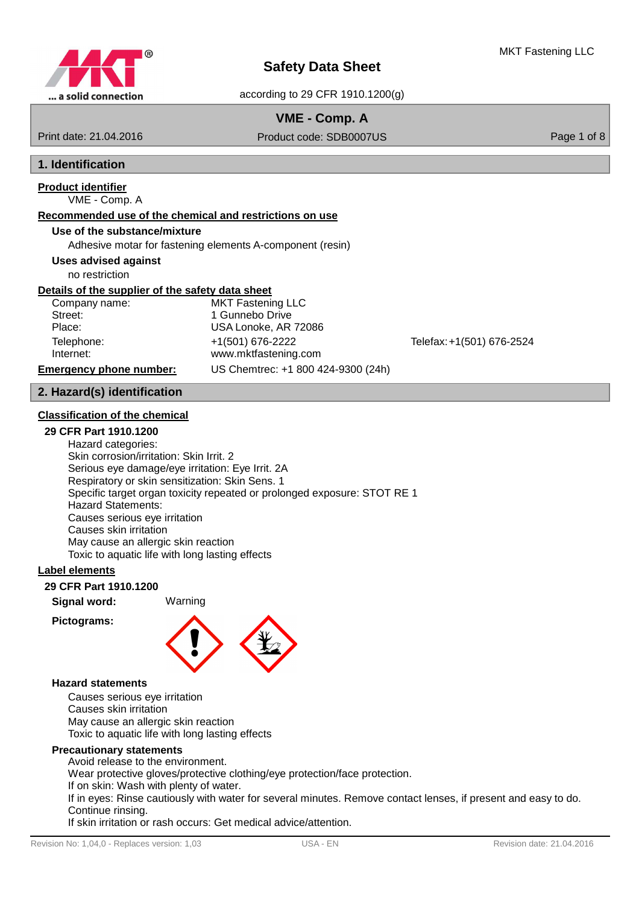# Safety Data Sheet

according to 29 CFR 1910.1200(g)

**VME - Comp. A**

Print date: 21.04.2016 | Product code: SDB0007US

## 1. Identification

**Product identifier**

VME - Comp. A

**Recommended use of the chemical and restrictions on use**

**Use of the substance/mixture**

Adhesive motar for fastening elements A-component (resin)

**Uses advised against**

no restriction

**Details of the supplier of the safety data sheet**

| | | |
|---|---|---|
| Company name: | MKT Fastening LLC | |
| Street: | 1 Gunnebo Drive | |
| Place: | USA Lonoke, AR 72086 | |
| Telephone: | +1(501) 676-2222 | Telefax: +1(501) 676-2524 |
| Internet: | www.mktfastening.com | |
| **Emergency phone number:** | US Chemtrec: +1 800 424-9300 (24h) | |

## 2. Hazard(s) identification

**Classification of the chemical**

**29 CFR Part 1910.1200**

Hazard categories:
Skin corrosion/irritation: Skin Irrit. 2
Serious eye damage/eye irritation: Eye Irrit. 2A
Respiratory or skin sensitization: Skin Sens. 1
Specific target organ toxicity repeated or prolonged exposure: STOT RE 1
Hazard Statements:
Causes serious eye irritation
Causes skin irritation
May cause an allergic skin reaction
Toxic to aquatic life with long lasting effects

**Label elements**

**29 CFR Part 1910.1200**

**Signal word:** Warning

**Pictograms:**

**Hazard statements**

Causes serious eye irritation
Causes skin irritation
May cause an allergic skin reaction
Toxic to aquatic life with long lasting effects

**Precautionary statements**

Avoid release to the environment.
Wear protective gloves/protective clothing/eye protection/face protection.
If on skin: Wash with plenty of water.
If in eyes: Rinse cautiously with water for several minutes. Remove contact lenses, if present and easy to do. Continue rinsing.
If skin irritation or rash occurs: Get medical advice/attention.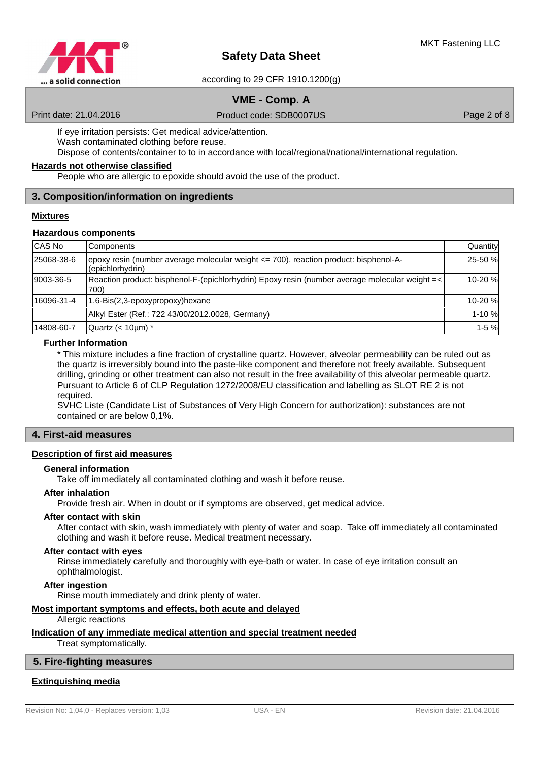If eye irritation persists: Get medical advice/attention.
Wash contaminated clothing before reuse.
Dispose of contents/container to to in accordance with local/regional/national/international regulation.

**Hazards not otherwise classified**

People who are allergic to epoxide should avoid the use of the product.

## 3. Composition/information on ingredients

**Mixtures**

### Hazardous components

| CAS No | Components | Quantity |
|---|---|---|
| 25068-38-6 | epoxy resin (number average molecular weight <= 700), reaction product: bisphenol-A-(epichlorhydrin) | 25-50 % |
| 9003-36-5 | Reaction product: bisphenol-F-(epichlorhydrin) Epoxy resin (number average molecular weight =< 700) | 10-20 % |
| 16096-31-4 | 1,6-Bis(2,3-epoxypropoxy)hexane | 10-20 % |
| | Alkyl Ester (Ref.: 722 43/00/2012.0028, Germany) | 1-10 % |
| 14808-60-7 | Quartz (< 10µm) * | 1-5 % |

**Further Information**

* This mixture includes a fine fraction of crystalline quartz. However, alveolar permeability can be ruled out as the quartz is irreversibly bound into the paste-like component and therefore not freely available. Subsequent drilling, grinding or other treatment can also not result in the free availability of this alveolar permeable quartz. Pursuant to Article 6 of CLP Regulation 1272/2008/EU classification and labelling as SLOT RE 2 is not required.
SVHC Liste (Candidate List of Substances of Very High Concern for authorization): substances are not contained or are below 0,1%.

## 4. First-aid measures

**Description of first aid measures**

**General information**

Take off immediately all contaminated clothing and wash it before reuse.

**After inhalation**

Provide fresh air. When in doubt or if symptoms are observed, get medical advice.

**After contact with skin**

After contact with skin, wash immediately with plenty of water and soap. Take off immediately all contaminated clothing and wash it before reuse. Medical treatment necessary.

**After contact with eyes**

Rinse immediately carefully and thoroughly with eye-bath or water. In case of eye irritation consult an ophthalmologist.

**After ingestion**

Rinse mouth immediately and drink plenty of water.

**Most important symptoms and effects, both acute and delayed**

Allergic reactions

**Indication of any immediate medical attention and special treatment needed**

Treat symptomatically.

## 5. Fire-fighting measures

**Extinguishing media**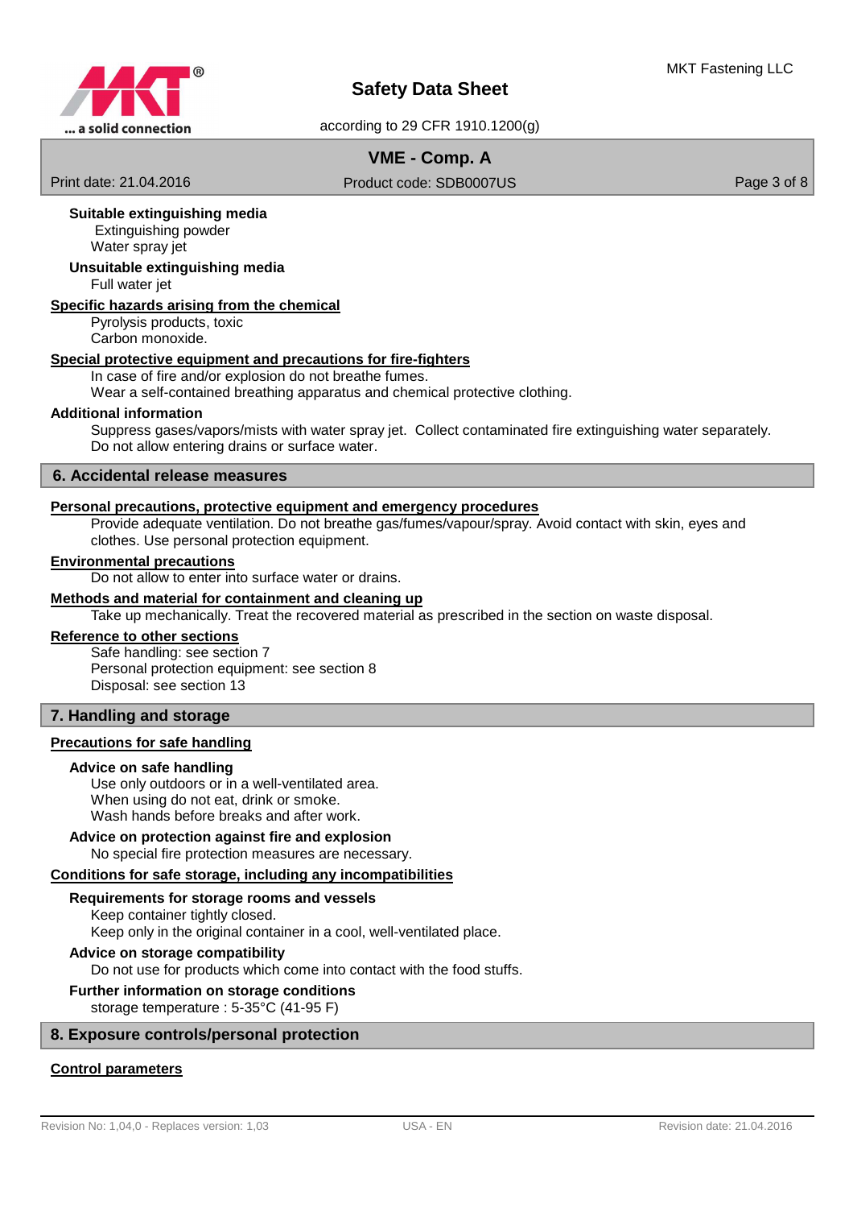**Suitable extinguishing media**

Extinguishing powder
Water spray jet

**Unsuitable extinguishing media**

Full water jet

**Specific hazards arising from the chemical**

Pyrolysis products, toxic
Carbon monoxide.

**Special protective equipment and precautions for fire-fighters**

In case of fire and/or explosion do not breathe fumes.
Wear a self-contained breathing apparatus and chemical protective clothing.

**Additional information**

Suppress gases/vapors/mists with water spray jet. Collect contaminated fire extinguishing water separately. Do not allow entering drains or surface water.

## 6. Accidental release measures

**Personal precautions, protective equipment and emergency procedures**

Provide adequate ventilation. Do not breathe gas/fumes/vapour/spray. Avoid contact with skin, eyes and clothes. Use personal protection equipment.

**Environmental precautions**

Do not allow to enter into surface water or drains.

**Methods and material for containment and cleaning up**

Take up mechanically. Treat the recovered material as prescribed in the section on waste disposal.

**Reference to other sections**

Safe handling: see section 7
Personal protection equipment: see section 8
Disposal: see section 13

## 7. Handling and storage

**Precautions for safe handling**

**Advice on safe handling**

Use only outdoors or in a well-ventilated area.
When using do not eat, drink or smoke.
Wash hands before breaks and after work.

**Advice on protection against fire and explosion**

No special fire protection measures are necessary.

**Conditions for safe storage, including any incompatibilities**

**Requirements for storage rooms and vessels**

Keep container tightly closed.
Keep only in the original container in a cool, well-ventilated place.

**Advice on storage compatibility**

Do not use for products which come into contact with the food stuffs.

**Further information on storage conditions**

storage temperature : 5-35°C (41-95 F)

## 8. Exposure controls/personal protection

**Control parameters**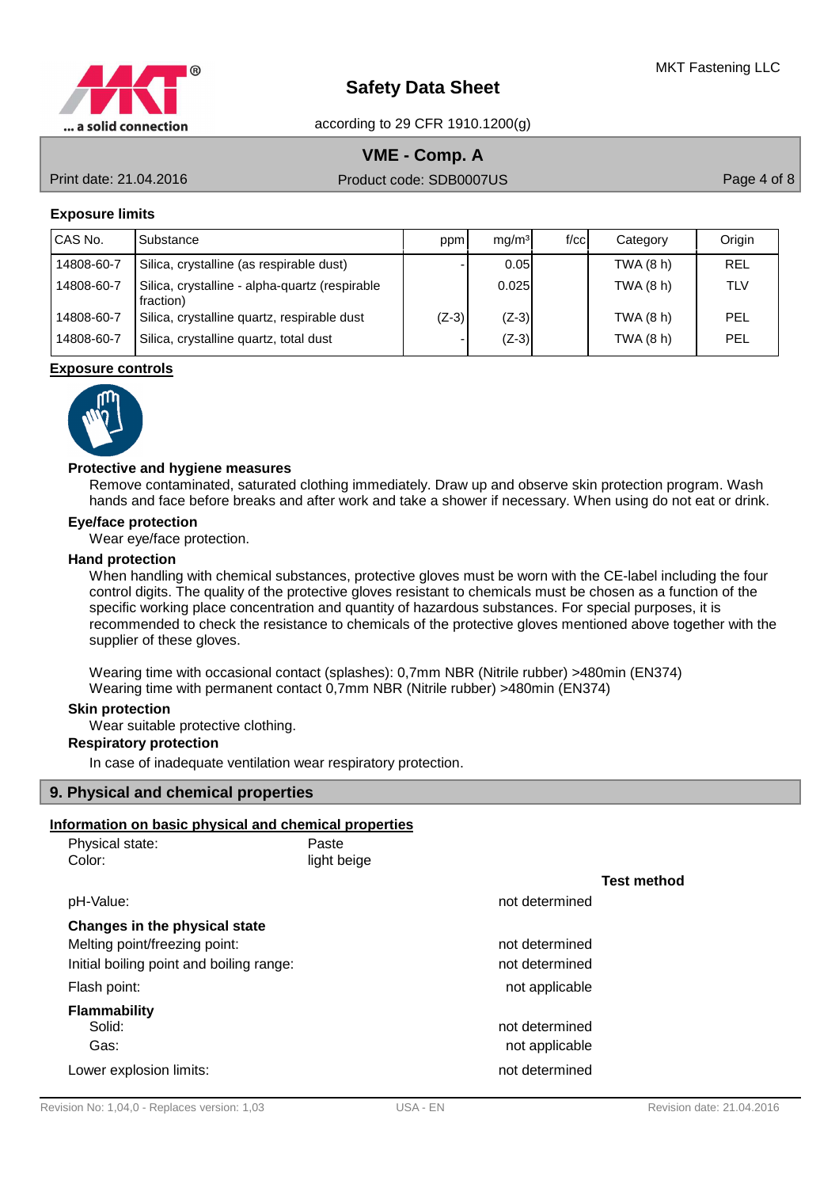### Exposure limits

| CAS No. | Substance | ppm | mg/m³ | f/cc | Category | Origin |
|---|---|---|---|---|---|---|
| 14808-60-7 | Silica, crystalline (as respirable dust) | - | 0.05 | | TWA (8 h) | REL |
| 14808-60-7 | Silica, crystalline - alpha-quartz (respirable fraction) | | 0.025 | | TWA (8 h) | TLV |
| 14808-60-7 | Silica, crystalline quartz, respirable dust | (Z-3) | (Z-3) | | TWA (8 h) | PEL |
| 14808-60-7 | Silica, crystalline quartz, total dust | - | (Z-3) | | TWA (8 h) | PEL |

### Exposure controls

**Protective and hygiene measures**

Remove contaminated, saturated clothing immediately. Draw up and observe skin protection program. Wash hands and face before breaks and after work and take a shower if necessary. When using do not eat or drink.

**Eye/face protection**

Wear eye/face protection.

**Hand protection**

When handling with chemical substances, protective gloves must be worn with the CE-label including the four control digits. The quality of the protective gloves resistant to chemicals must be chosen as a function of the specific working place concentration and quantity of hazardous substances. For special purposes, it is recommended to check the resistance to chemicals of the protective gloves mentioned above together with the supplier of these gloves.

Wearing time with occasional contact (splashes): 0,7mm NBR (Nitrile rubber) >480min (EN374)
Wearing time with permanent contact 0,7mm NBR (Nitrile rubber) >480min (EN374)

**Skin protection**

Wear suitable protective clothing.

**Respiratory protection**

In case of inadequate ventilation wear respiratory protection.

## 9. Physical and chemical properties

### Information on basic physical and chemical properties

Physical state: Paste
Color: light beige

| | | Test method |
|---|---|---|
| pH-Value: | not determined | |
| **Changes in the physical state** | | |
| Melting point/freezing point: | not determined | |
| Initial boiling point and boiling range: | not determined | |
| Flash point: | not applicable | |
| **Flammability** | | |
| Solid: | not determined | |
| Gas: | not applicable | |
| Lower explosion limits: | not determined | |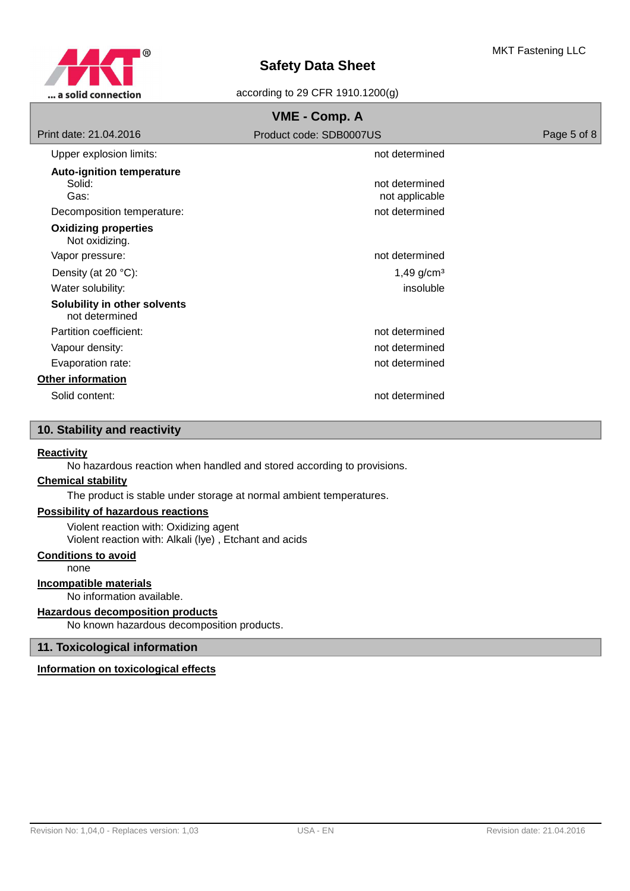| | |
|---|---|
| Upper explosion limits: | not determined |
| **Auto-ignition temperature** | |
| Solid: | not determined |
| Gas: | not applicable |
| Decomposition temperature: | not determined |

**Oxidizing properties**

Not oxidizing.

| | |
|---|---|
| Vapor pressure: | not determined |
| Density (at 20 °C): | 1,49 g/cm³ |
| Water solubility: | insoluble |

**Solubility in other solvents**

not determined

| | |
|---|---|
| Partition coefficient: | not determined |
| Vapour density: | not determined |
| Evaporation rate: | not determined |

**Other information**

| | |
|---|---|
| Solid content: | not determined |

## 10. Stability and reactivity

**Reactivity**

No hazardous reaction when handled and stored according to provisions.

**Chemical stability**

The product is stable under storage at normal ambient temperatures.

**Possibility of hazardous reactions**

Violent reaction with: Oxidizing agent
Violent reaction with: Alkali (lye) , Etchant and acids

**Conditions to avoid**

none

**Incompatible materials**

No information available.

**Hazardous decomposition products**

No known hazardous decomposition products.

## 11. Toxicological information

**Information on toxicological effects**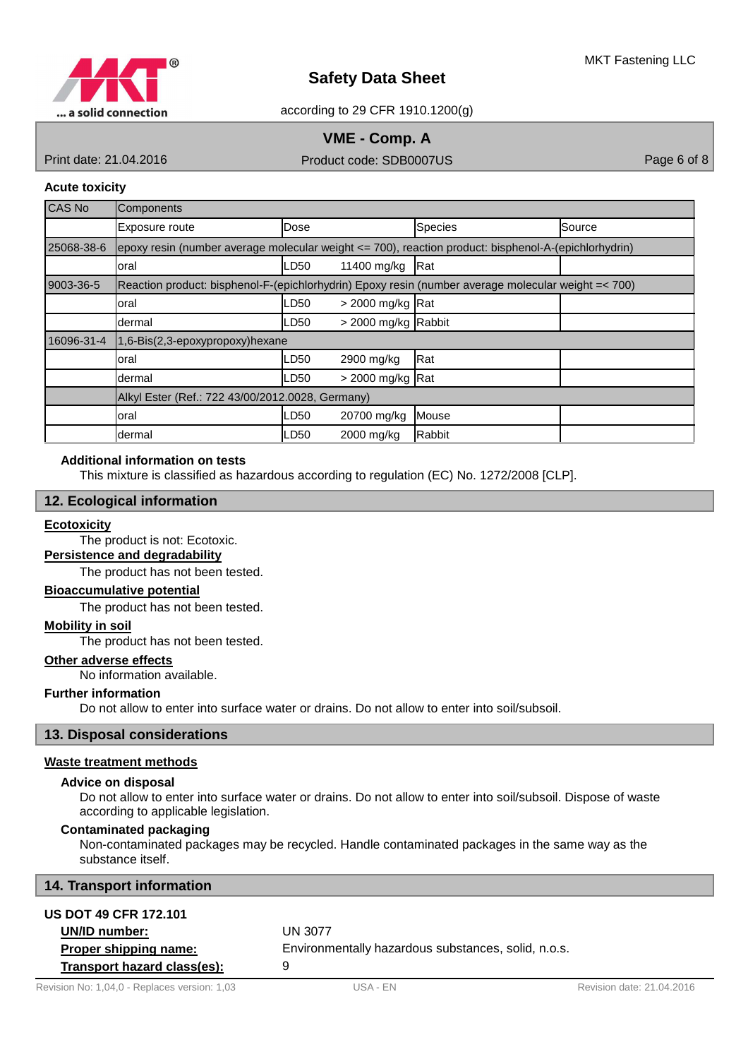**Acute toxicity**

| CAS No | Components | | | |
|---|---|---|---|---|
| | Exposure route | Dose | Species | Source |
| 25068-38-6 | epoxy resin (number average molecular weight <= 700), reaction product: bisphenol-A-(epichlorhydrin) | | | |
| | oral | LD50 11400 mg/kg | Rat | |
| 9003-36-5 | Reaction product: bisphenol-F-(epichlorhydrin) Epoxy resin (number average molecular weight =< 700) | | | |
| | oral | LD50 > 2000 mg/kg | Rat | |
| | dermal | LD50 > 2000 mg/kg | Rabbit | |
| 16096-31-4 | 1,6-Bis(2,3-epoxypropoxy)hexane | | | |
| | oral | LD50 2900 mg/kg | Rat | |
| | dermal | LD50 > 2000 mg/kg | Rat | |
| | Alkyl Ester (Ref.: 722 43/00/2012.0028, Germany) | | | |
| | oral | LD50 20700 mg/kg | Mouse | |
| | dermal | LD50 2000 mg/kg | Rabbit | |

**Additional information on tests**

This mixture is classified as hazardous according to regulation (EC) No. 1272/2008 [CLP].

## 12. Ecological information

**Ecotoxicity**

The product is not: Ecotoxic.

**Persistence and degradability**

The product has not been tested.

**Bioaccumulative potential**

The product has not been tested.

**Mobility in soil**

The product has not been tested.

**Other adverse effects**

No information available.

**Further information**

Do not allow to enter into surface water or drains. Do not allow to enter into soil/subsoil.

## 13. Disposal considerations

**Waste treatment methods**

**Advice on disposal**

Do not allow to enter into surface water or drains. Do not allow to enter into soil/subsoil. Dispose of waste according to applicable legislation.

**Contaminated packaging**

Non-contaminated packages may be recycled. Handle contaminated packages in the same way as the substance itself.

## 14. Transport information

**US DOT 49 CFR 172.101**

**UN/ID number:** UN 3077

**Proper shipping name:** Environmentally hazardous substances, solid, n.o.s.

**Transport hazard class(es):** 9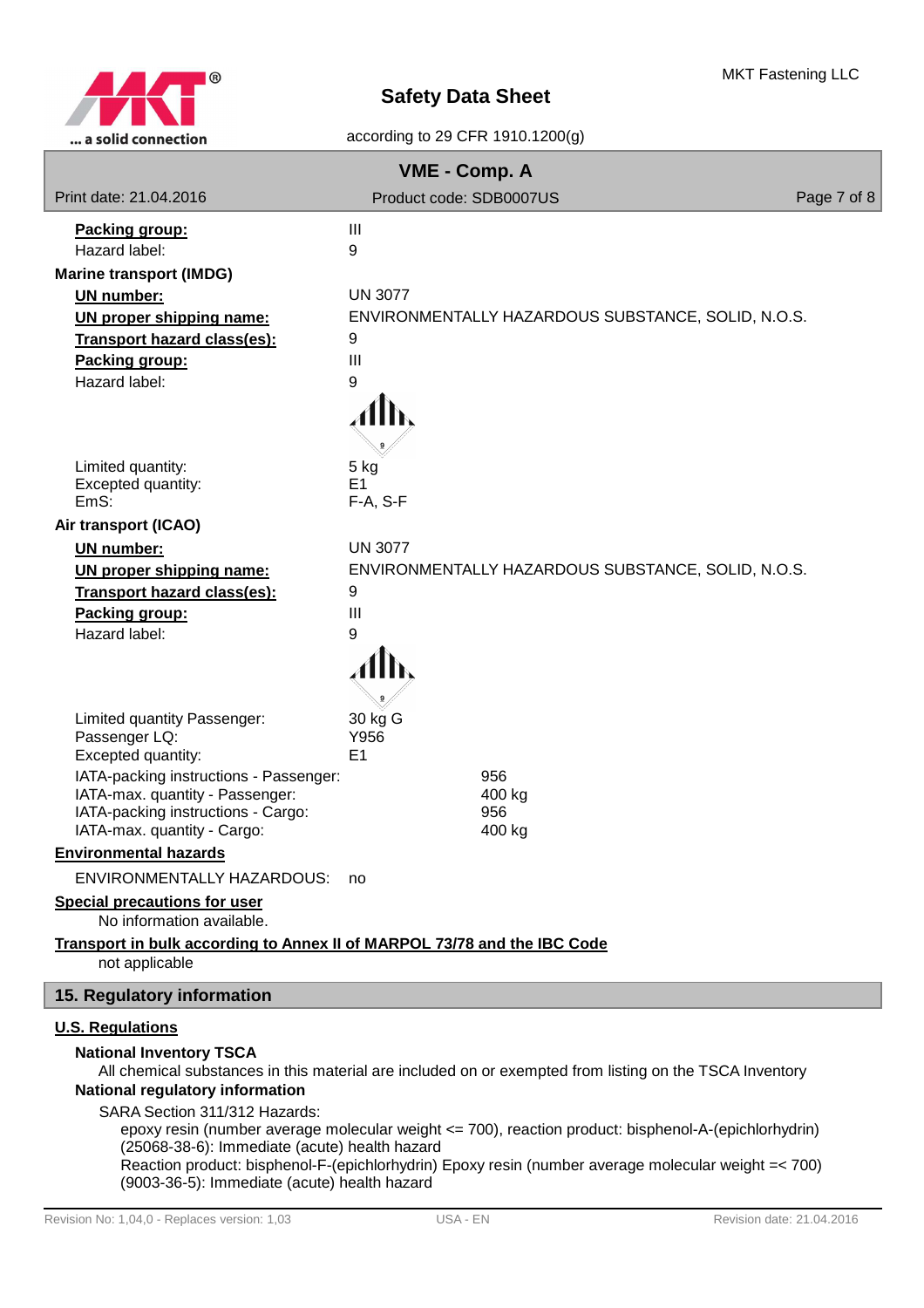**Packing group:** III
Hazard label: 9

**Marine transport (IMDG)**

**UN number:** UN 3077
**UN proper shipping name:** ENVIRONMENTALLY HAZARDOUS SUBSTANCE, SOLID, N.O.S.
**Transport hazard class(es):** 9
**Packing group:** III
Hazard label: 9

Limited quantity: 5 kg
Excepted quantity: E1
EmS: F-A, S-F

**Air transport (ICAO)**

**UN number:** UN 3077
**UN proper shipping name:** ENVIRONMENTALLY HAZARDOUS SUBSTANCE, SOLID, N.O.S.
**Transport hazard class(es):** 9
**Packing group:** III
Hazard label: 9

Limited quantity Passenger: 30 kg G
Passenger LQ: Y956
Excepted quantity: E1
IATA-packing instructions - Passenger: 956
IATA-max. quantity - Passenger: 400 kg
IATA-packing instructions - Cargo: 956
IATA-max. quantity - Cargo: 400 kg

**Environmental hazards**

ENVIRONMENTALLY HAZARDOUS: no

**Special precautions for user**

No information available.

**Transport in bulk according to Annex II of MARPOL 73/78 and the IBC Code**

not applicable

## 15. Regulatory information

**U.S. Regulations**

**National Inventory TSCA**

All chemical substances in this material are included on or exempted from listing on the TSCA Inventory

**National regulatory information**

SARA Section 311/312 Hazards:

epoxy resin (number average molecular weight <= 700), reaction product: bisphenol-A-(epichlorhydrin) (25068-38-6): Immediate (acute) health hazard
Reaction product: bisphenol-F-(epichlorhydrin) Epoxy resin (number average molecular weight =< 700) (9003-36-5): Immediate (acute) health hazard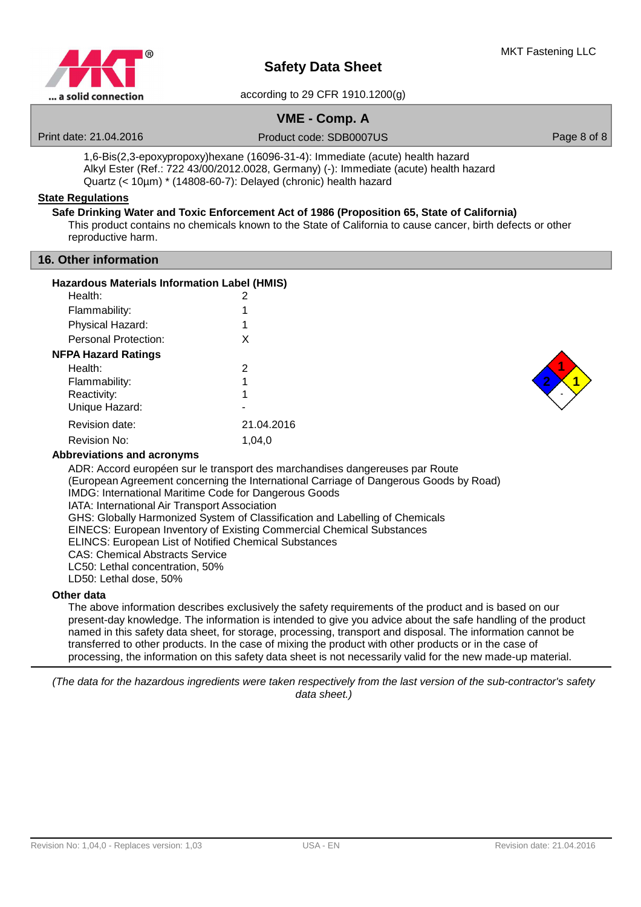1,6-Bis(2,3-epoxypropoxy)hexane (16096-31-4): Immediate (acute) health hazard
Alkyl Ester (Ref.: 722 43/00/2012.0028, Germany) (-): Immediate (acute) health hazard
Quartz (< 10µm) * (14808-60-7): Delayed (chronic) health hazard

**State Regulations**

**Safe Drinking Water and Toxic Enforcement Act of 1986 (Proposition 65, State of California)**

This product contains no chemicals known to the State of California to cause cancer, birth defects or other reproductive harm.

## 16. Other information

**Hazardous Materials Information Label (HMIS)**

| | |
|---|---|
| Health: | 2 |
| Flammability: | 1 |
| Physical Hazard: | 1 |
| Personal Protection: | X |

**NFPA Hazard Ratings**

| | |
|---|---|
| Health: | 2 |
| Flammability: | 1 |
| Reactivity: | 1 |
| Unique Hazard: | - |
| Revision date: | 21.04.2016 |
| Revision No: | 1,04,0 |

**Abbreviations and acronyms**

ADR: Accord européen sur le transport des marchandises dangereuses par Route
(European Agreement concerning the International Carriage of Dangerous Goods by Road)
IMDG: International Maritime Code for Dangerous Goods
IATA: International Air Transport Association
GHS: Globally Harmonized System of Classification and Labelling of Chemicals
EINECS: European Inventory of Existing Commercial Chemical Substances
ELINCS: European List of Notified Chemical Substances
CAS: Chemical Abstracts Service
LC50: Lethal concentration, 50%
LD50: Lethal dose, 50%

**Other data**

The above information describes exclusively the safety requirements of the product and is based on our present-day knowledge. The information is intended to give you advice about the safe handling of the product named in this safety data sheet, for storage, processing, transport and disposal. The information cannot be transferred to other products. In the case of mixing the product with other products or in the case of processing, the information on this safety data sheet is not necessarily valid for the new made-up material.

*(The data for the hazardous ingredients were taken respectively from the last version of the sub-contractor's safety data sheet.)*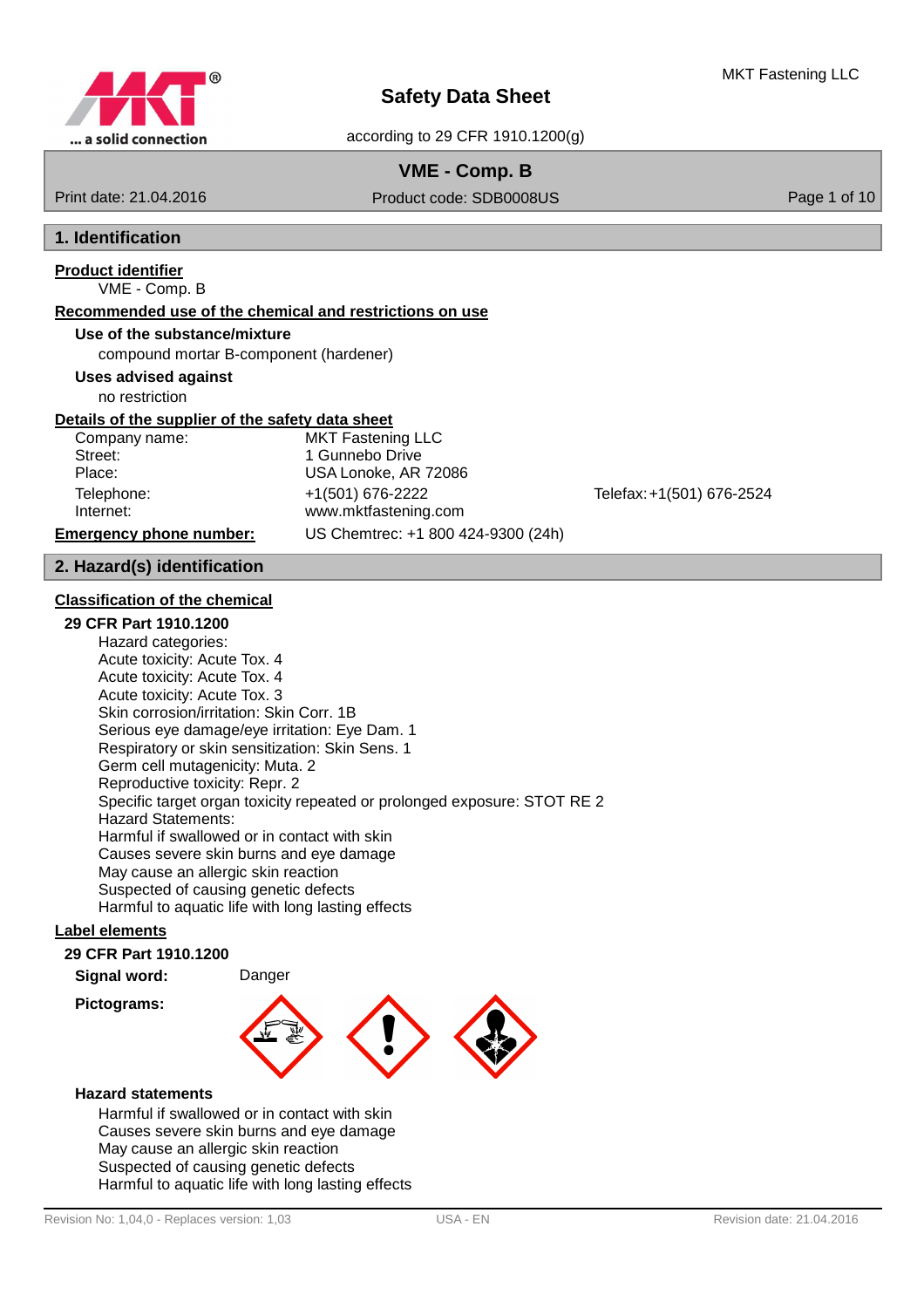# Safety Data Sheet

according to 29 CFR 1910.1200(g)

**VME - Comp. B**

Print date: 21.04.2016 | Product code: SDB0008US

## 1. Identification

**Product identifier**

VME - Comp. B

**Recommended use of the chemical and restrictions on use**

**Use of the substance/mixture**

compound mortar B-component (hardener)

**Uses advised against**

no restriction

**Details of the supplier of the safety data sheet**

| | | |
|---|---|---|
| Company name: | MKT Fastening LLC | |
| Street: | 1 Gunnebo Drive | |
| Place: | USA Lonoke, AR 72086 | |
| Telephone: | +1(501) 676-2222 | Telefax: +1(501) 676-2524 |
| Internet: | www.mktfastening.com | |

**Emergency phone number:** US Chemtrec: +1 800 424-9300 (24h)

## 2. Hazard(s) identification

**Classification of the chemical**

**29 CFR Part 1910.1200**

Hazard categories:
Acute toxicity: Acute Tox. 4
Acute toxicity: Acute Tox. 4
Acute toxicity: Acute Tox. 3
Skin corrosion/irritation: Skin Corr. 1B
Serious eye damage/eye irritation: Eye Dam. 1
Respiratory or skin sensitization: Skin Sens. 1
Germ cell mutagenicity: Muta. 2
Reproductive toxicity: Repr. 2
Specific target organ toxicity repeated or prolonged exposure: STOT RE 2
Hazard Statements:
Harmful if swallowed or in contact with skin
Causes severe skin burns and eye damage
May cause an allergic skin reaction
Suspected of causing genetic defects
Harmful to aquatic life with long lasting effects

**Label elements**

**29 CFR Part 1910.1200**

**Signal word:** Danger

**Pictograms:**

**Hazard statements**

Harmful if swallowed or in contact with skin
Causes severe skin burns and eye damage
May cause an allergic skin reaction
Suspected of causing genetic defects
Harmful to aquatic life with long lasting effects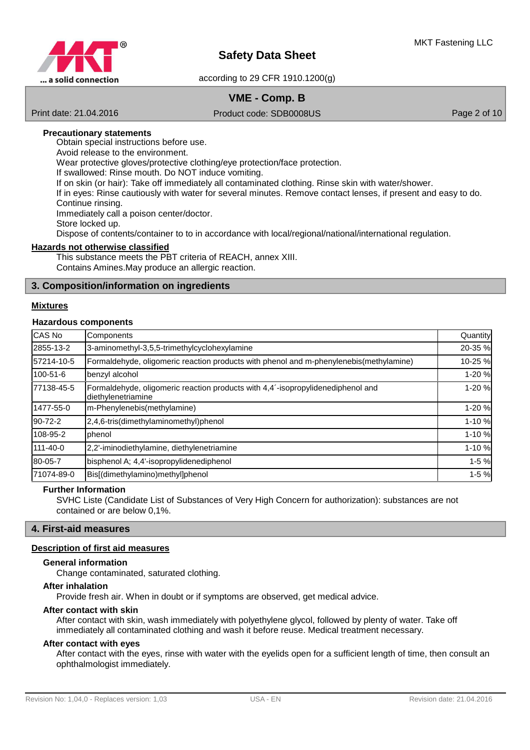### Precautionary statements

Obtain special instructions before use.
Avoid release to the environment.
Wear protective gloves/protective clothing/eye protection/face protection.
If swallowed: Rinse mouth. Do NOT induce vomiting.
If on skin (or hair): Take off immediately all contaminated clothing. Rinse skin with water/shower.
If in eyes: Rinse cautiously with water for several minutes. Remove contact lenses, if present and easy to do. Continue rinsing.
Immediately call a poison center/doctor.
Store locked up.
Dispose of contents/container to to in accordance with local/regional/national/international regulation.

### Hazards not otherwise classified

This substance meets the PBT criteria of REACH, annex XIII.
Contains Amines.May produce an allergic reaction.

## 3. Composition/information on ingredients

### Mixtures

#### Hazardous components

| CAS No | Components | Quantity |
|---|---|---|
| 2855-13-2 | 3-aminomethyl-3,5,5-trimethylcyclohexylamine | 20-35 % |
| 57214-10-5 | Formaldehyde, oligomeric reaction products with phenol and m-phenylenebis(methylamine) | 10-25 % |
| 100-51-6 | benzyl alcohol | 1-20 % |
| 77138-45-5 | Formaldehyde, oligomeric reaction products with 4,4´-isopropylidenediphenol and diethylenetriamine | 1-20 % |
| 1477-55-0 | m-Phenylenebis(methylamine) | 1-20 % |
| 90-72-2 | 2,4,6-tris(dimethylaminomethyl)phenol | 1-10 % |
| 108-95-2 | phenol | 1-10 % |
| 111-40-0 | 2,2'-iminodiethylamine, diethylenetriamine | 1-10 % |
| 80-05-7 | bisphenol A; 4,4'-isopropylidenediphenol | 1-5 % |
| 71074-89-0 | Bis[(dimethylamino)methyl]phenol | 1-5 % |

#### Further Information

SVHC Liste (Candidate List of Substances of Very High Concern for authorization): substances are not contained or are below 0,1%.

## 4. First-aid measures

### Description of first aid measures

#### General information

Change contaminated, saturated clothing.

#### After inhalation

Provide fresh air. When in doubt or if symptoms are observed, get medical advice.

#### After contact with skin

After contact with skin, wash immediately with polyethylene glycol, followed by plenty of water. Take off immediately all contaminated clothing and wash it before reuse. Medical treatment necessary.

#### After contact with eyes

After contact with the eyes, rinse with water with the eyelids open for a sufficient length of time, then consult an ophthalmologist immediately.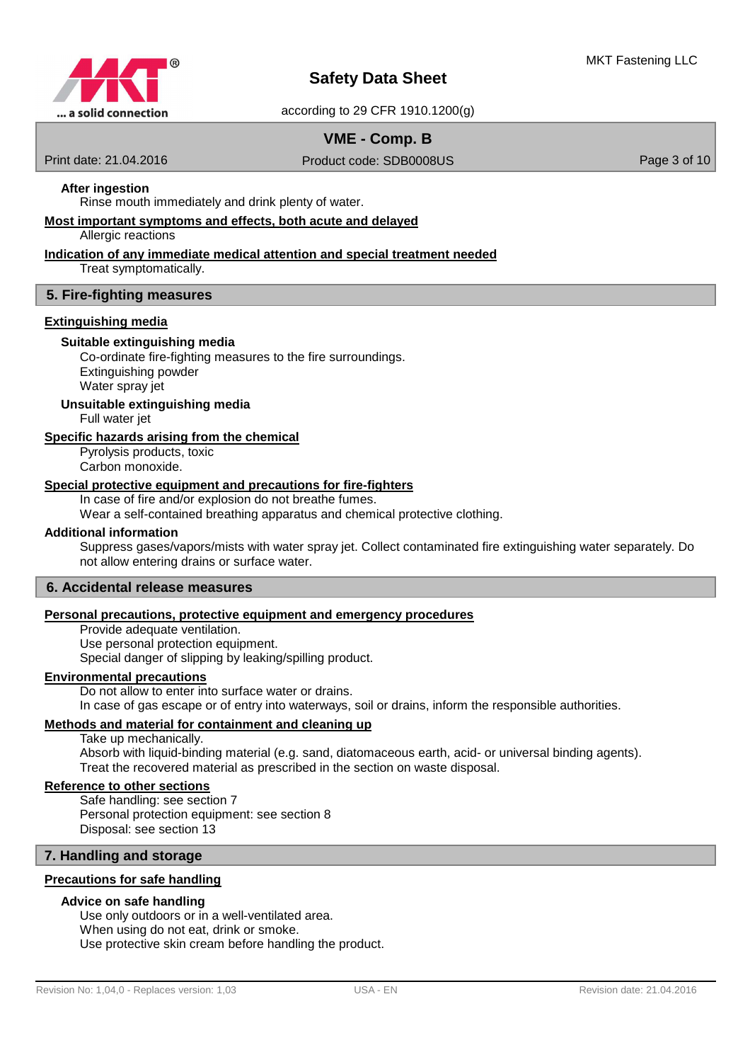#### After ingestion

Rinse mouth immediately and drink plenty of water.

### Most important symptoms and effects, both acute and delayed

Allergic reactions

### Indication of any immediate medical attention and special treatment needed

Treat symptomatically.

## 5. Fire-fighting measures

### Extinguishing media

#### Suitable extinguishing media

Co-ordinate fire-fighting measures to the fire surroundings.
Extinguishing powder
Water spray jet

#### Unsuitable extinguishing media

Full water jet

### Specific hazards arising from the chemical

Pyrolysis products, toxic
Carbon monoxide.

### Special protective equipment and precautions for fire-fighters

In case of fire and/or explosion do not breathe fumes.
Wear a self-contained breathing apparatus and chemical protective clothing.

#### Additional information

Suppress gases/vapors/mists with water spray jet. Collect contaminated fire extinguishing water separately. Do not allow entering drains or surface water.

## 6. Accidental release measures

### Personal precautions, protective equipment and emergency procedures

Provide adequate ventilation.
Use personal protection equipment.
Special danger of slipping by leaking/spilling product.

### Environmental precautions

Do not allow to enter into surface water or drains.
In case of gas escape or of entry into waterways, soil or drains, inform the responsible authorities.

### Methods and material for containment and cleaning up

Take up mechanically.
Absorb with liquid-binding material (e.g. sand, diatomaceous earth, acid- or universal binding agents).
Treat the recovered material as prescribed in the section on waste disposal.

### Reference to other sections

Safe handling: see section 7
Personal protection equipment: see section 8
Disposal: see section 13

## 7. Handling and storage

### Precautions for safe handling

#### Advice on safe handling

Use only outdoors or in a well-ventilated area.
When using do not eat, drink or smoke.
Use protective skin cream before handling the product.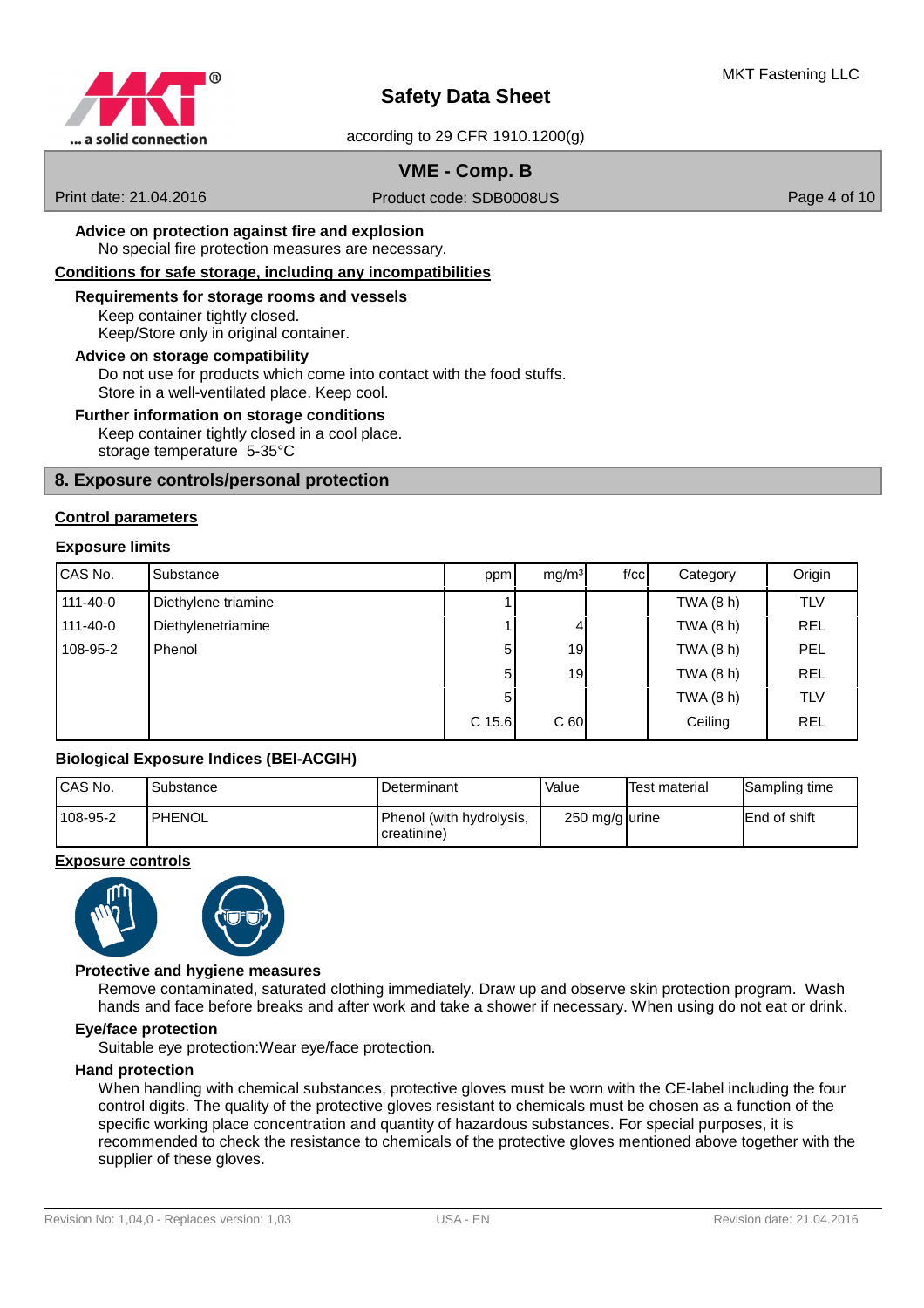**Advice on protection against fire and explosion**

No special fire protection measures are necessary.

**Conditions for safe storage, including any incompatibilities**

**Requirements for storage rooms and vessels**

Keep container tightly closed.
Keep/Store only in original container.

**Advice on storage compatibility**

Do not use for products which come into contact with the food stuffs.
Store in a well-ventilated place. Keep cool.

**Further information on storage conditions**

Keep container tightly closed in a cool place.
storage temperature 5-35°C

## 8. Exposure controls/personal protection

**Control parameters**

**Exposure limits**

| CAS No. | Substance | ppm | mg/m³ | f/cc | Category | Origin |
|---|---|---|---|---|---|---|
| 111-40-0 | Diethylene triamine | 1 | | | TWA (8 h) | TLV |
| 111-40-0 | Diethylenetriamine | 1 | 4 | | TWA (8 h) | REL |
| 108-95-2 | Phenol | 5 | 19 | | TWA (8 h) | PEL |
| | | 5 | 19 | | TWA (8 h) | REL |
| | | 5 | | | TWA (8 h) | TLV |
| | | C 15.6 | C 60 | | Ceiling | REL |

**Biological Exposure Indices (BEI-ACGIH)**

| CAS No. | Substance | Determinant | Value | Test material | Sampling time |
|---|---|---|---|---|---|
| 108-95-2 | PHENOL | Phenol (with hydrolysis, creatinine) | 250 mg/g | urine | End of shift |

**Exposure controls**

**Protective and hygiene measures**

Remove contaminated, saturated clothing immediately. Draw up and observe skin protection program. Wash hands and face before breaks and after work and take a shower if necessary. When using do not eat or drink.

**Eye/face protection**

Suitable eye protection:Wear eye/face protection.

**Hand protection**

When handling with chemical substances, protective gloves must be worn with the CE-label including the four control digits. The quality of the protective gloves resistant to chemicals must be chosen as a function of the specific working place concentration and quantity of hazardous substances. For special purposes, it is recommended to check the resistance to chemicals of the protective gloves mentioned above together with the supplier of these gloves.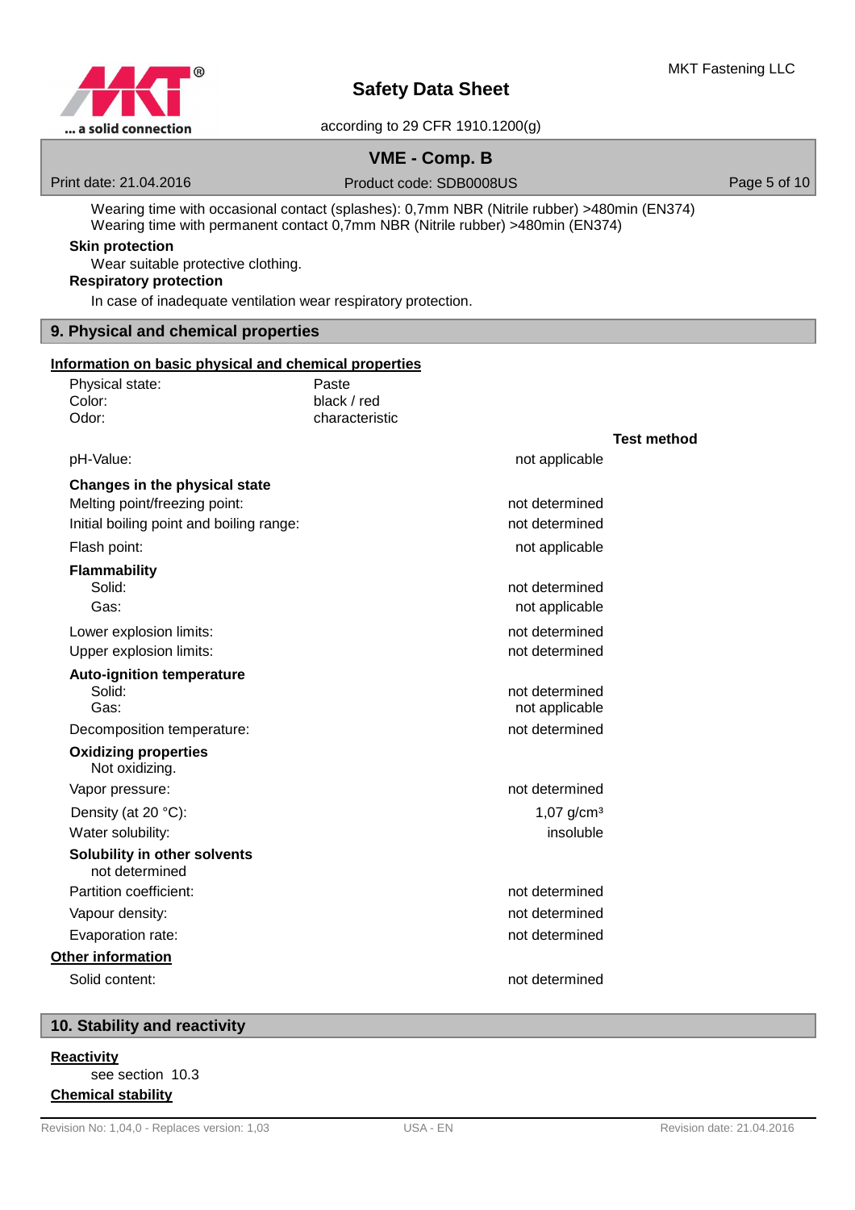Wearing time with occasional contact (splashes): 0,7mm NBR (Nitrile rubber) >480min (EN374)
Wearing time with permanent contact 0,7mm NBR (Nitrile rubber) >480min (EN374)

**Skin protection**

Wear suitable protective clothing.

**Respiratory protection**

In case of inadequate ventilation wear respiratory protection.

## 9. Physical and chemical properties

**Information on basic physical and chemical properties**

| | | |
|---|---|---|
| Physical state: | Paste | |
| Color: | black / red | |
| Odor: | characteristic | |

| | | Test method |
|---|---|---|
| pH-Value: | not applicable | |
| **Changes in the physical state** | | |
| Melting point/freezing point: | not determined | |
| Initial boiling point and boiling range: | not determined | |
| Flash point: | not applicable | |
| **Flammability** | | |
| Solid: | not determined | |
| Gas: | not applicable | |
| Lower explosion limits: | not determined | |
| Upper explosion limits: | not determined | |
| **Auto-ignition temperature** | | |
| Solid: | not determined | |
| Gas: | not applicable | |
| Decomposition temperature: | not determined | |
| **Oxidizing properties** | | |
| Not oxidizing. | | |
| Vapor pressure: | not determined | |
| Density (at 20 °C): | 1,07 g/cm³ | |
| Water solubility: | insoluble | |
| **Solubility in other solvents** | | |
| not determined | | |
| Partition coefficient: | not determined | |
| Vapour density: | not determined | |
| Evaporation rate: | not determined | |

**Other information**

| | |
|---|---|
| Solid content: | not determined |

## 10. Stability and reactivity

**Reactivity**

see section 10.3

**Chemical stability**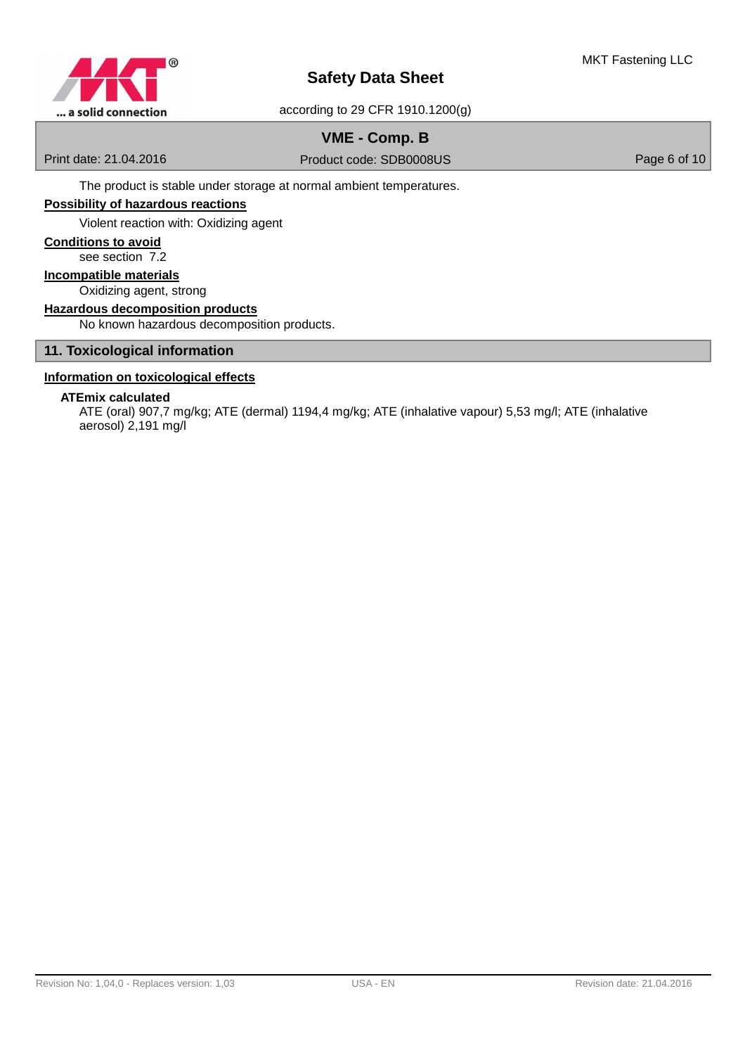The product is stable under storage at normal ambient temperatures.

**Possibility of hazardous reactions**

Violent reaction with: Oxidizing agent

**Conditions to avoid**

see section 7.2

**Incompatible materials**

Oxidizing agent, strong

**Hazardous decomposition products**

No known hazardous decomposition products.

## 11. Toxicological information

**Information on toxicological effects**

**ATEmix calculated**

ATE (oral) 907,7 mg/kg; ATE (dermal) 1194,4 mg/kg; ATE (inhalative vapour) 5,53 mg/l; ATE (inhalative aerosol) 2,191 mg/l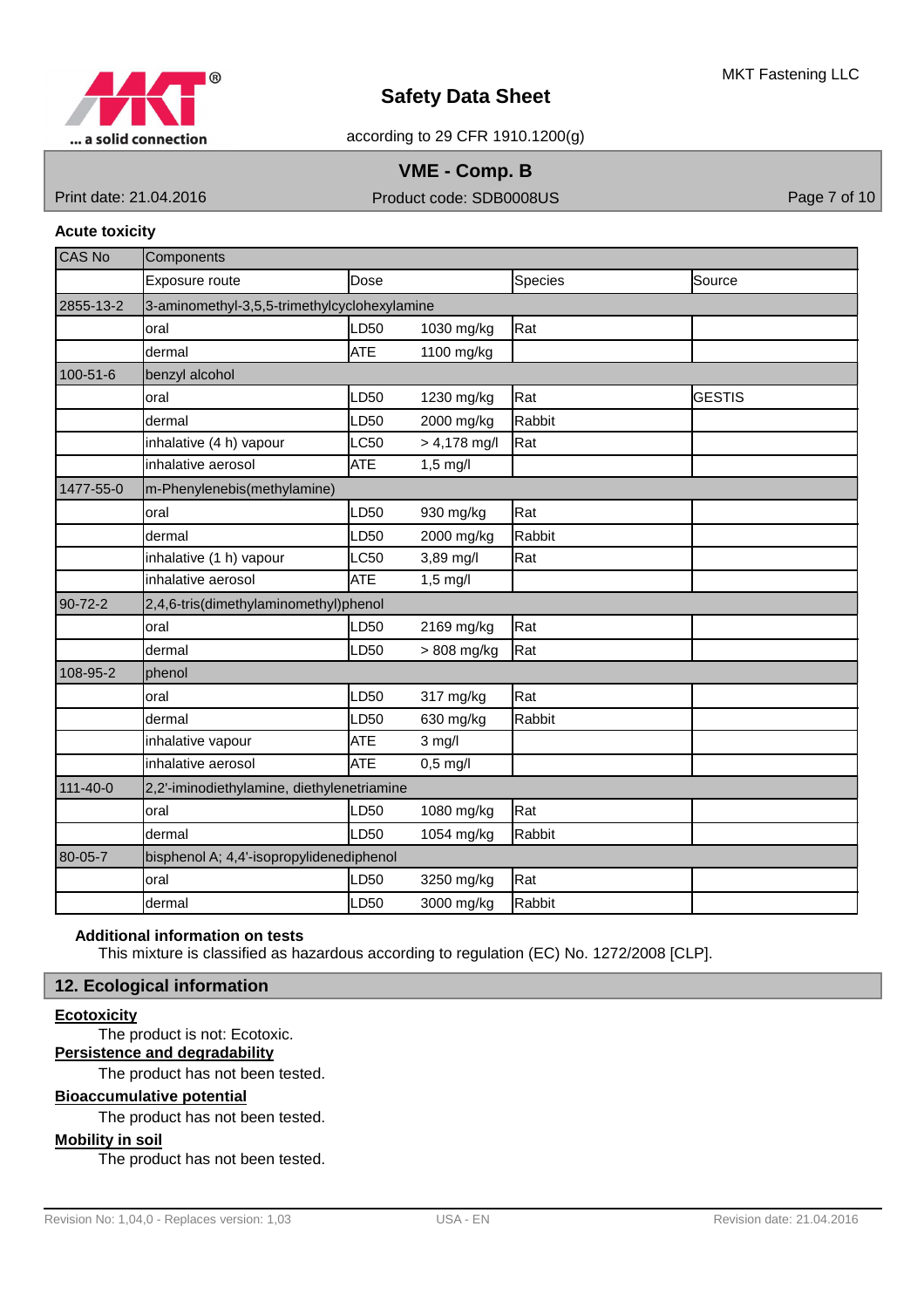**Acute toxicity**

| CAS No | Components | | | | |
|---|---|---|---|---|---|
| | Exposure route | Dose | | Species | Source |
| 2855-13-2 | 3-aminomethyl-3,5,5-trimethylcyclohexylamine | | | | |
| | oral | LD50 | 1030 mg/kg | Rat | |
| | dermal | ATE | 1100 mg/kg | | |
| 100-51-6 | benzyl alcohol | | | | |
| | oral | LD50 | 1230 mg/kg | Rat | GESTIS |
| | dermal | LD50 | 2000 mg/kg | Rabbit | |
| | inhalative (4 h) vapour | LC50 | > 4,178 mg/l | Rat | |
| | inhalative aerosol | ATE | 1,5 mg/l | | |
| 1477-55-0 | m-Phenylenebis(methylamine) | | | | |
| | oral | LD50 | 930 mg/kg | Rat | |
| | dermal | LD50 | 2000 mg/kg | Rabbit | |
| | inhalative (1 h) vapour | LC50 | 3,89 mg/l | Rat | |
| | inhalative aerosol | ATE | 1,5 mg/l | | |
| 90-72-2 | 2,4,6-tris(dimethylaminomethyl)phenol | | | | |
| | oral | LD50 | 2169 mg/kg | Rat | |
| | dermal | LD50 | > 808 mg/kg | Rat | |
| 108-95-2 | phenol | | | | |
| | oral | LD50 | 317 mg/kg | Rat | |
| | dermal | LD50 | 630 mg/kg | Rabbit | |
| | inhalative vapour | ATE | 3 mg/l | | |
| | inhalative aerosol | ATE | 0,5 mg/l | | |
| 111-40-0 | 2,2'-iminodiethylamine, diethylenetriamine | | | | |
| | oral | LD50 | 1080 mg/kg | Rat | |
| | dermal | LD50 | 1054 mg/kg | Rabbit | |
| 80-05-7 | bisphenol A; 4,4'-isopropylidenediphenol | | | | |
| | oral | LD50 | 3250 mg/kg | Rat | |
| | dermal | LD50 | 3000 mg/kg | Rabbit | |

**Additional information on tests**

This mixture is classified as hazardous according to regulation (EC) No. 1272/2008 [CLP].

## 12. Ecological information

**Ecotoxicity**

The product is not: Ecotoxic.

**Persistence and degradability**

The product has not been tested.

**Bioaccumulative potential**

The product has not been tested.

**Mobility in soil**

The product has not been tested.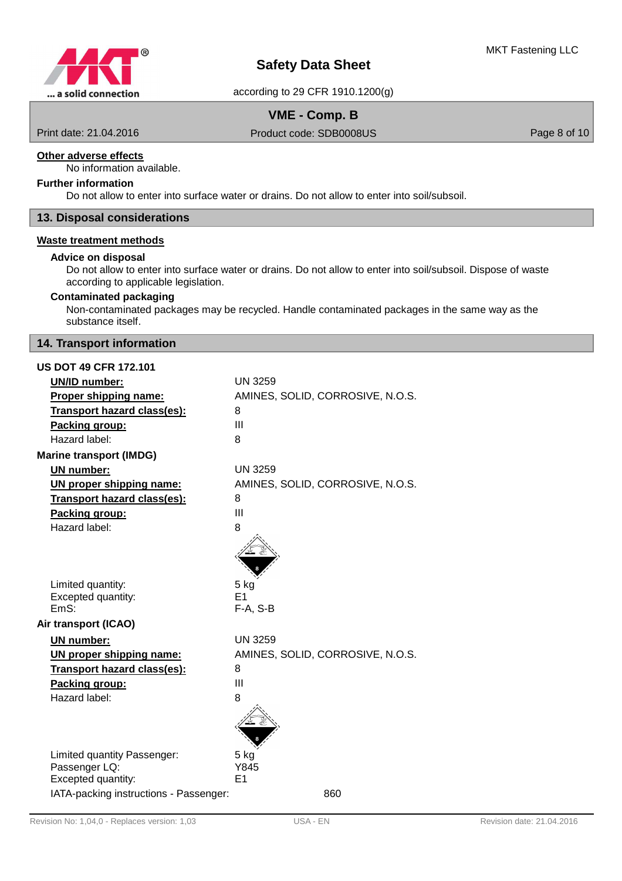**Other adverse effects**

No information available.

**Further information**

Do not allow to enter into surface water or drains. Do not allow to enter into soil/subsoil.

## 13. Disposal considerations

**Waste treatment methods**

**Advice on disposal**

Do not allow to enter into surface water or drains. Do not allow to enter into soil/subsoil. Dispose of waste according to applicable legislation.

**Contaminated packaging**

Non-contaminated packages may be recycled. Handle contaminated packages in the same way as the substance itself.

## 14. Transport information

**US DOT 49 CFR 172.101**

| | |
|---|---|
| **UN/ID number:** | UN 3259 |
| **Proper shipping name:** | AMINES, SOLID, CORROSIVE, N.O.S. |
| **Transport hazard class(es):** | 8 |
| **Packing group:** | III |
| Hazard label: | 8 |

**Marine transport (IMDG)**

| | |
|---|---|
| **UN number:** | UN 3259 |
| **UN proper shipping name:** | AMINES, SOLID, CORROSIVE, N.O.S. |
| **Transport hazard class(es):** | 8 |
| **Packing group:** | III |
| Hazard label: | 8 |
| Limited quantity: | 5 kg |
| Excepted quantity: | E1 |
| EmS: | F-A, S-B |

**Air transport (ICAO)**

| | |
|---|---|
| **UN number:** | UN 3259 |
| **UN proper shipping name:** | AMINES, SOLID, CORROSIVE, N.O.S. |
| **Transport hazard class(es):** | 8 |
| **Packing group:** | III |
| Hazard label: | 8 |
| Limited quantity Passenger: | 5 kg |
| Passenger LQ: | Y845 |
| Excepted quantity: | E1 |
| IATA-packing instructions - Passenger: | 860 |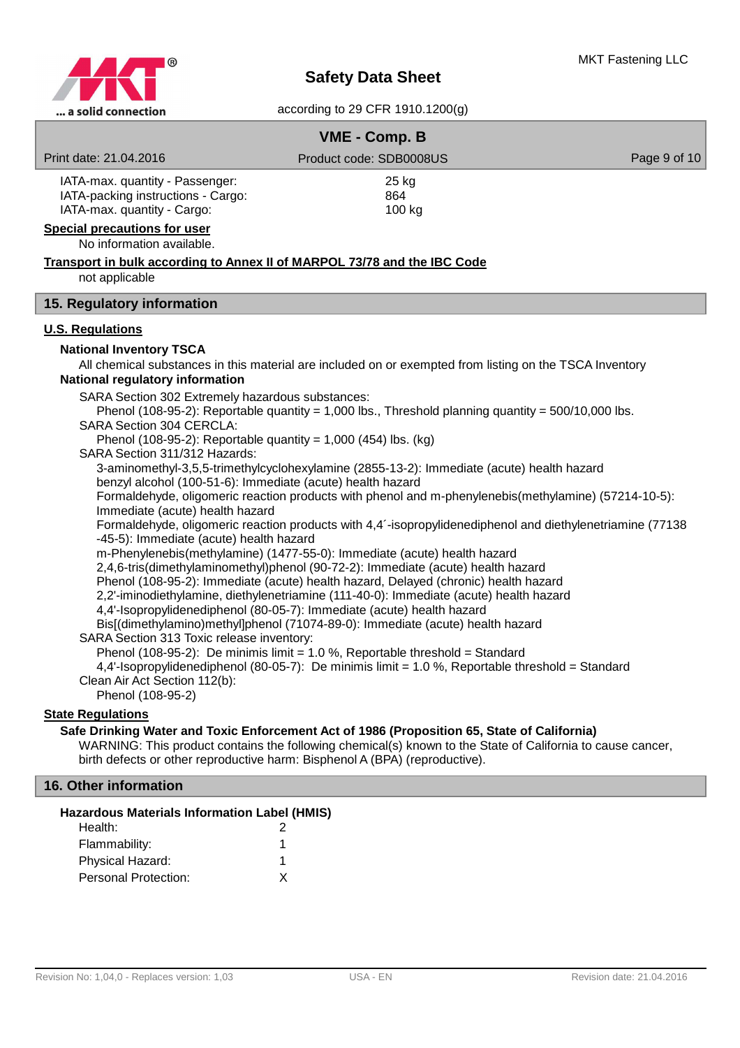| | |
|---|---|
| IATA-max. quantity - Passenger: | 25 kg |
| IATA-packing instructions - Cargo: | 864 |
| IATA-max. quantity - Cargo: | 100 kg |

**Special precautions for user**

No information available.

**Transport in bulk according to Annex II of MARPOL 73/78 and the IBC Code**

not applicable

## 15. Regulatory information

**U.S. Regulations**

**National Inventory TSCA**

All chemical substances in this material are included on or exempted from listing on the TSCA Inventory

**National regulatory information**

SARA Section 302 Extremely hazardous substances:

Phenol (108-95-2): Reportable quantity = 1,000 lbs., Threshold planning quantity = 500/10,000 lbs.

SARA Section 304 CERCLA:

Phenol (108-95-2): Reportable quantity = 1,000 (454) lbs. (kg)

SARA Section 311/312 Hazards:

3-aminomethyl-3,5,5-trimethylcyclohexylamine (2855-13-2): Immediate (acute) health hazard
benzyl alcohol (100-51-6): Immediate (acute) health hazard
Formaldehyde, oligomeric reaction products with phenol and m-phenylenebis(methylamine) (57214-10-5): Immediate (acute) health hazard
Formaldehyde, oligomeric reaction products with 4,4´-isopropylidenediphenol and diethylenetriamine (77138-45-5): Immediate (acute) health hazard
m-Phenylenebis(methylamine) (1477-55-0): Immediate (acute) health hazard
2,4,6-tris(dimethylaminomethyl)phenol (90-72-2): Immediate (acute) health hazard
Phenol (108-95-2): Immediate (acute) health hazard, Delayed (chronic) health hazard
2,2'-iminodiethylamine, diethylenetriamine (111-40-0): Immediate (acute) health hazard
4,4'-Isopropylidenediphenol (80-05-7): Immediate (acute) health hazard
Bis[(dimethylamino)methyl]phenol (71074-89-0): Immediate (acute) health hazard

SARA Section 313 Toxic release inventory:

Phenol (108-95-2): De minimis limit = 1.0 %, Reportable threshold = Standard
4,4'-Isopropylidenediphenol (80-05-7): De minimis limit = 1.0 %, Reportable threshold = Standard

Clean Air Act Section 112(b):

Phenol (108-95-2)

**State Regulations**

**Safe Drinking Water and Toxic Enforcement Act of 1986 (Proposition 65, State of California)**

WARNING: This product contains the following chemical(s) known to the State of California to cause cancer, birth defects or other reproductive harm: Bisphenol A (BPA) (reproductive).

## 16. Other information

**Hazardous Materials Information Label (HMIS)**

| | |
|---|---|
| Health: | 2 |
| Flammability: | 1 |
| Physical Hazard: | 1 |
| Personal Protection: | X |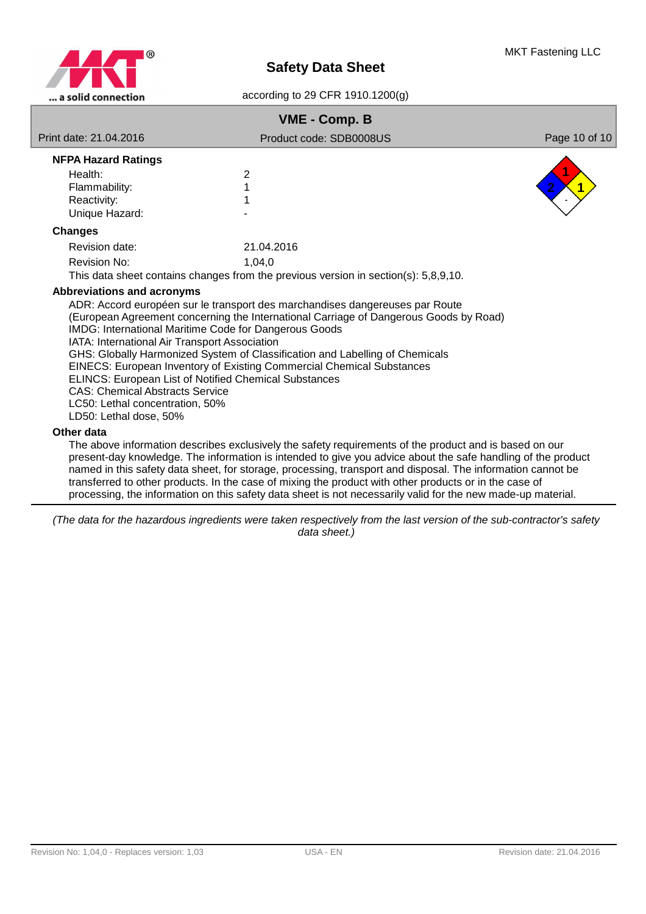#### NFPA Hazard Ratings

| | |
|---|---|
| Health: | 2 |
| Flammability: | 1 |
| Reactivity: | 1 |
| Unique Hazard: | - |

#### Changes

| | |
|---|---|
| Revision date: | 21.04.2016 |
| Revision No: | 1,04,0 |

This data sheet contains changes from the previous version in section(s): 5,8,9,10.

#### Abbreviations and acronyms

ADR: Accord européen sur le transport des marchandises dangereuses par Route
(European Agreement concerning the International Carriage of Dangerous Goods by Road)
IMDG: International Maritime Code for Dangerous Goods
IATA: International Air Transport Association
GHS: Globally Harmonized System of Classification and Labelling of Chemicals
EINECS: European Inventory of Existing Commercial Chemical Substances
ELINCS: European List of Notified Chemical Substances
CAS: Chemical Abstracts Service
LC50: Lethal concentration, 50%
LD50: Lethal dose, 50%

#### Other data

The above information describes exclusively the safety requirements of the product and is based on our present-day knowledge. The information is intended to give you advice about the safe handling of the product named in this safety data sheet, for storage, processing, transport and disposal. The information cannot be transferred to other products. In the case of mixing the product with other products or in the case of processing, the information on this safety data sheet is not necessarily valid for the new made-up material.

---

*(The data for the hazardous ingredients were taken respectively from the last version of the sub-contractor's safety data sheet.)*